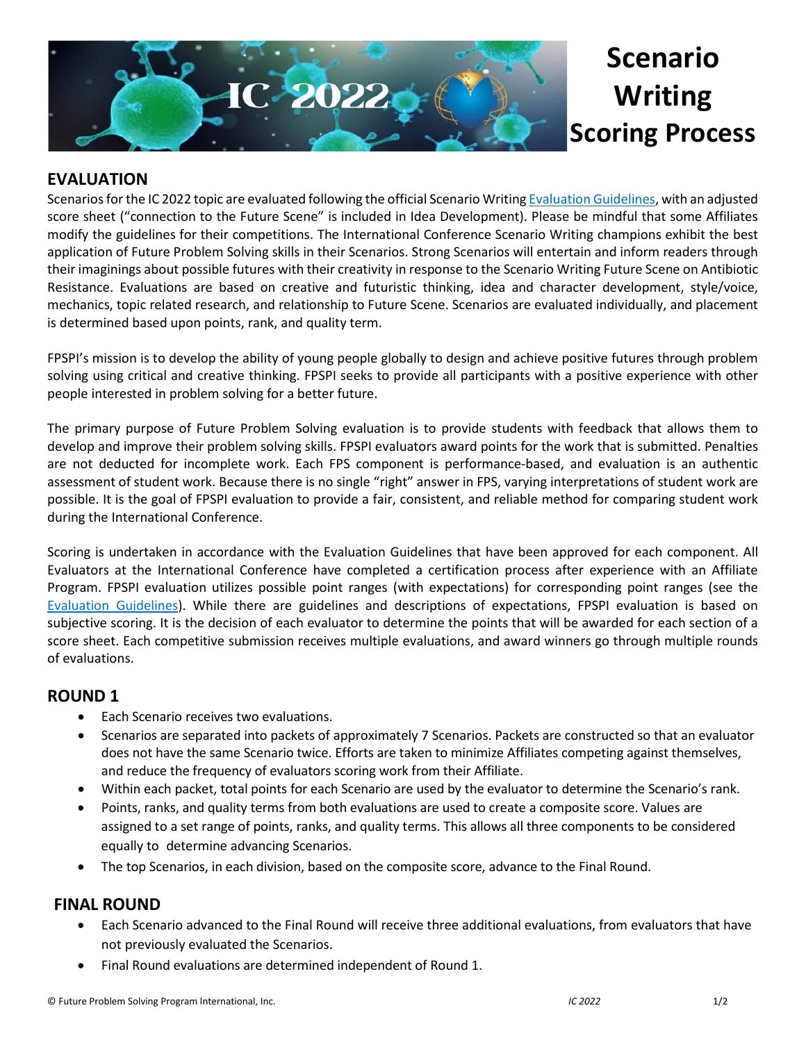# Scenario Writing Scoring Process

## EVALUATION

Scenarios for the IC 2022 topic are evaluated following the official Scenario Writing Evaluation Guidelines, with an adjusted score sheet ("connection to the Future Scene" is included in Idea Development). Please be mindful that some Affiliates modify the guidelines for their competitions. The International Conference Scenario Writing champions exhibit the best application of Future Problem Solving skills in their Scenarios. Strong Scenarios will entertain and inform readers through their imaginings about possible futures with their creativity in response to the Scenario Writing Future Scene on Antibiotic Resistance. Evaluations are based on creative and futuristic thinking, idea and character development, style/voice, mechanics, topic related research, and relationship to Future Scene. Scenarios are evaluated individually, and placement is determined based upon points, rank, and quality term.

FPSPI's mission is to develop the ability of young people globally to design and achieve positive futures through problem solving using critical and creative thinking. FPSPI seeks to provide all participants with a positive experience with other people interested in problem solving for a better future.

The primary purpose of Future Problem Solving evaluation is to provide students with feedback that allows them to develop and improve their problem solving skills. FPSPI evaluators award points for the work that is submitted. Penalties are not deducted for incomplete work. Each FPS component is performance-based, and evaluation is an authentic assessment of student work. Because there is no single "right" answer in FPS, varying interpretations of student work are possible. It is the goal of FPSPI evaluation to provide a fair, consistent, and reliable method for comparing student work during the International Conference.

Scoring is undertaken in accordance with the Evaluation Guidelines that have been approved for each component. All Evaluators at the International Conference have completed a certification process after experience with an Affiliate Program. FPSPI evaluation utilizes possible point ranges (with expectations) for corresponding point ranges (see the Evaluation Guidelines). While there are guidelines and descriptions of expectations, FPSPI evaluation is based on subjective scoring. It is the decision of each evaluator to determine the points that will be awarded for each section of a score sheet. Each competitive submission receives multiple evaluations, and award winners go through multiple rounds of evaluations.

## ROUND 1

- Each Scenario receives two evaluations.
- Scenarios are separated into packets of approximately 7 Scenarios. Packets are constructed so that an evaluator does not have the same Scenario twice. Efforts are taken to minimize Affiliates competing against themselves, and reduce the frequency of evaluators scoring work from their Affiliate.
- Within each packet, total points for each Scenario are used by the evaluator to determine the Scenario's rank.
- Points, ranks, and quality terms from both evaluations are used to create a composite score. Values are assigned to a set range of points, ranks, and quality terms. This allows all three components to be considered equally to determine advancing Scenarios.
- The top Scenarios, in each division, based on the composite score, advance to the Final Round.

## FINAL ROUND

- Each Scenario advanced to the Final Round will receive three additional evaluations, from evaluators that have not previously evaluated the Scenarios.
- Final Round evaluations are determined independent of Round 1.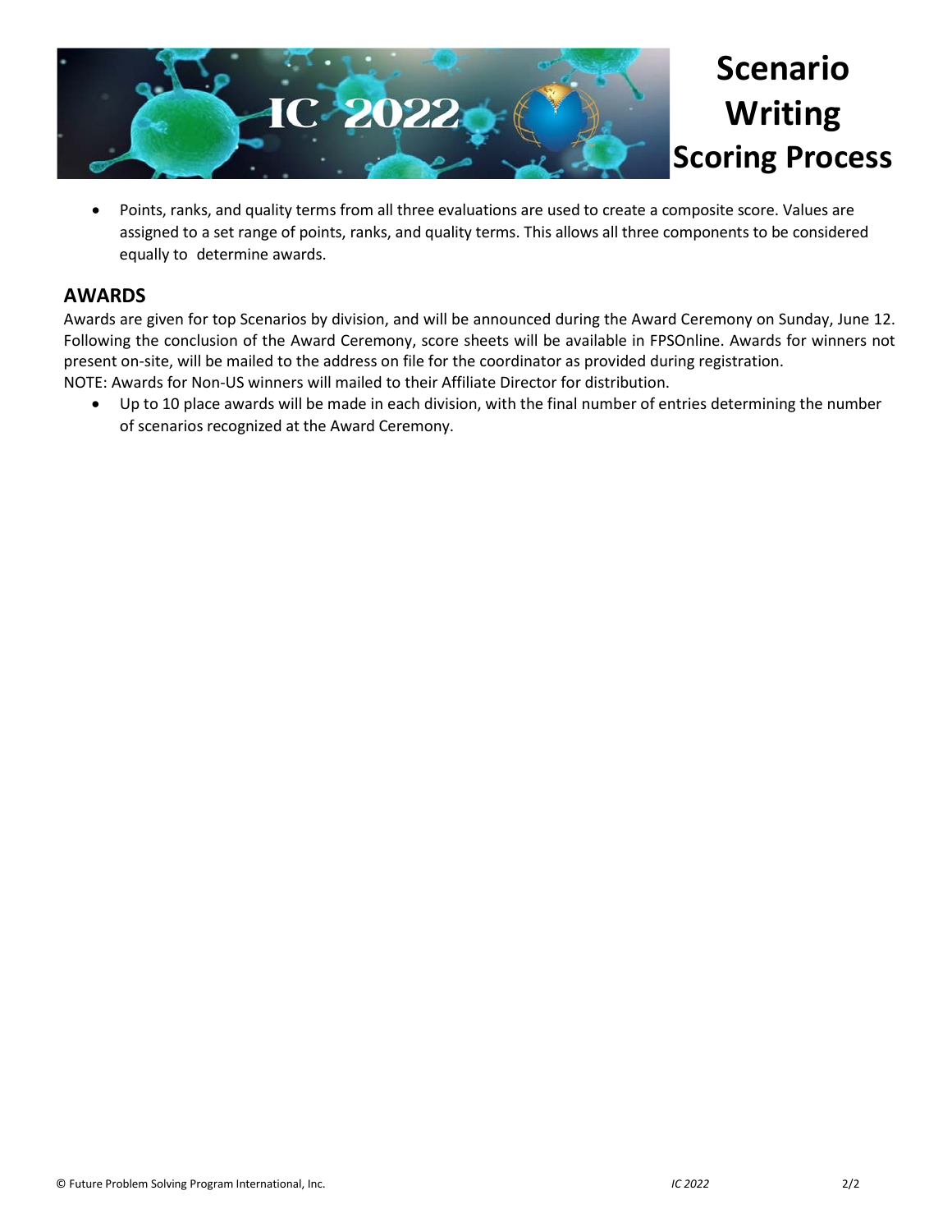# Scenario Writing Scoring Process

- Points, ranks, and quality terms from all three evaluations are used to create a composite score. Values are assigned to a set range of points, ranks, and quality terms. This allows all three components to be considered equally to determine awards.

## AWARDS

Awards are given for top Scenarios by division, and will be announced during the Award Ceremony on Sunday, June 12. Following the conclusion of the Award Ceremony, score sheets will be available in FPSOnline. Awards for winners not present on-site, will be mailed to the address on file for the coordinator as provided during registration.
NOTE: Awards for Non-US winners will mailed to their Affiliate Director for distribution.

- Up to 10 place awards will be made in each division, with the final number of entries determining the number of scenarios recognized at the Award Ceremony.